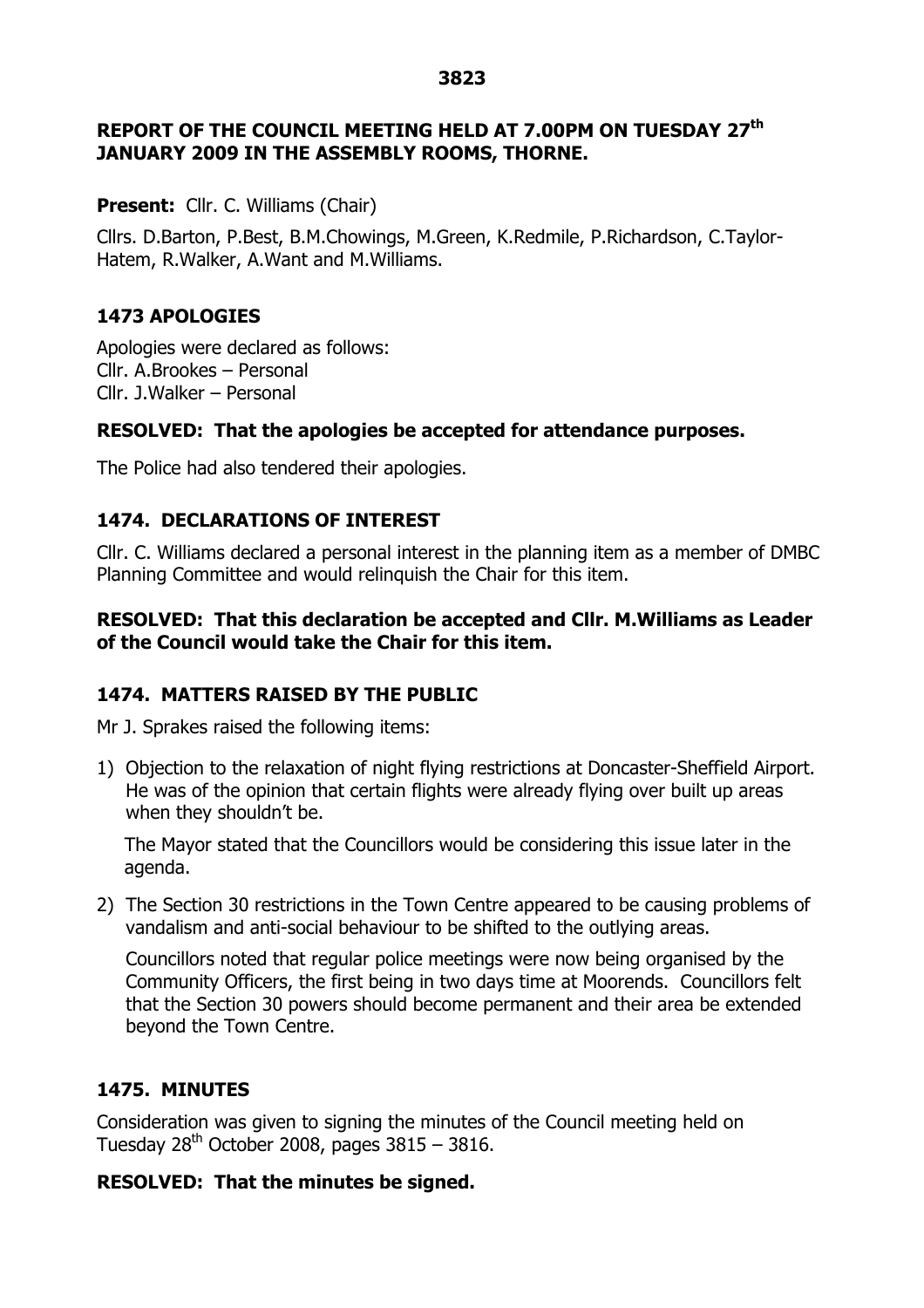**REPORT OF THE COUNCIL MEETING HELD AT 7.00PM ON TUESDAY 27th JANUARY 2009 IN THE ASSEMBLY ROOMS, THORNE.**

**Present:** Cllr. C. Williams (Chair)

Cllrs. D.Barton, P.Best, B.M.Chowings, M.Green, K.Redmile, P.Richardson, C.Taylor-Hatem, R.Walker, A.Want and M.Williams.

## 1473 APOLOGIES

Apologies were declared as follows:
Cllr. A.Brookes – Personal
Cllr. J.Walker – Personal

**RESOLVED: That the apologies be accepted for attendance purposes.**

The Police had also tendered their apologies.

## 1474. DECLARATIONS OF INTEREST

Cllr. C. Williams declared a personal interest in the planning item as a member of DMBC Planning Committee and would relinquish the Chair for this item.

**RESOLVED: That this declaration be accepted and Cllr. M.Williams as Leader of the Council would take the Chair for this item.**

## 1474. MATTERS RAISED BY THE PUBLIC

Mr J. Sprakes raised the following items:

1) Objection to the relaxation of night flying restrictions at Doncaster-Sheffield Airport. He was of the opinion that certain flights were already flying over built up areas when they shouldn't be.

   The Mayor stated that the Councillors would be considering this issue later in the agenda.

2) The Section 30 restrictions in the Town Centre appeared to be causing problems of vandalism and anti-social behaviour to be shifted to the outlying areas.

   Councillors noted that regular police meetings were now being organised by the Community Officers, the first being in two days time at Moorends. Councillors felt that the Section 30 powers should become permanent and their area be extended beyond the Town Centre.

## 1475. MINUTES

Consideration was given to signing the minutes of the Council meeting held on Tuesday 28th October 2008, pages 3815 – 3816.

**RESOLVED: That the minutes be signed.**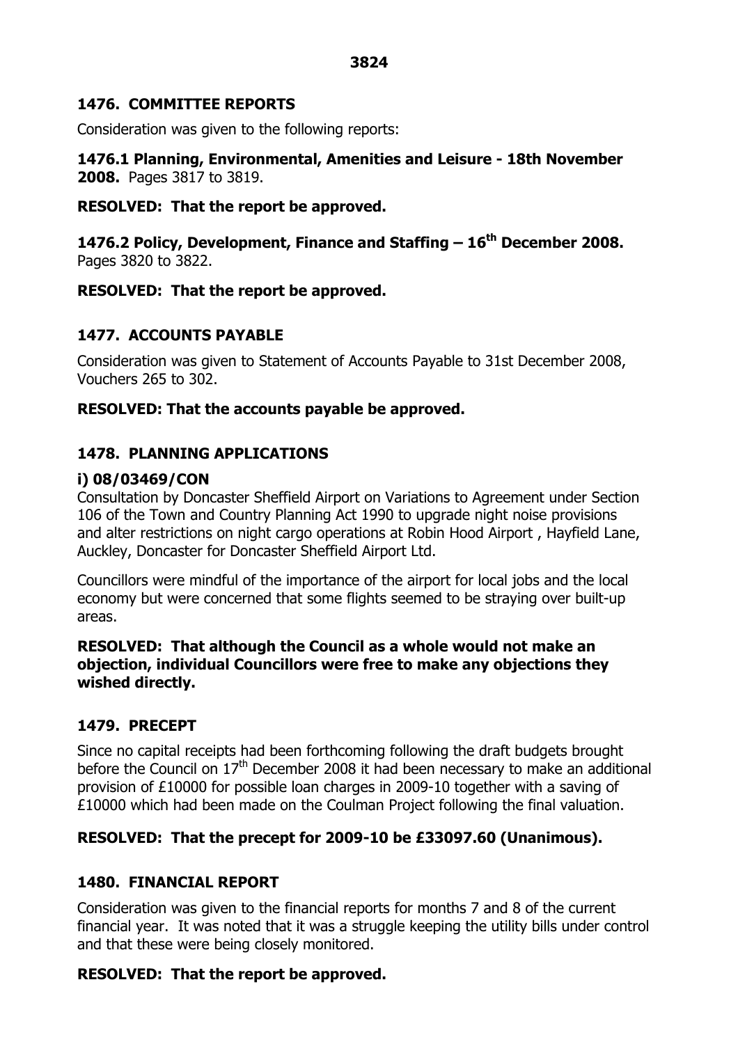## 1476. COMMITTEE REPORTS

Consideration was given to the following reports:

**1476.1 Planning, Environmental, Amenities and Leisure - 18th November 2008.** Pages 3817 to 3819.

**RESOLVED: That the report be approved.**

**1476.2 Policy, Development, Finance and Staffing – 16th December 2008.** Pages 3820 to 3822.

**RESOLVED: That the report be approved.**

## 1477. ACCOUNTS PAYABLE

Consideration was given to Statement of Accounts Payable to 31st December 2008, Vouchers 265 to 302.

**RESOLVED: That the accounts payable be approved.**

## 1478. PLANNING APPLICATIONS

**i) 08/03469/CON**

Consultation by Doncaster Sheffield Airport on Variations to Agreement under Section 106 of the Town and Country Planning Act 1990 to upgrade night noise provisions and alter restrictions on night cargo operations at Robin Hood Airport , Hayfield Lane, Auckley, Doncaster for Doncaster Sheffield Airport Ltd.

Councillors were mindful of the importance of the airport for local jobs and the local economy but were concerned that some flights seemed to be straying over built-up areas.

**RESOLVED: That although the Council as a whole would not make an objection, individual Councillors were free to make any objections they wished directly.**

## 1479. PRECEPT

Since no capital receipts had been forthcoming following the draft budgets brought before the Council on 17th December 2008 it had been necessary to make an additional provision of £10000 for possible loan charges in 2009-10 together with a saving of £10000 which had been made on the Coulman Project following the final valuation.

**RESOLVED: That the precept for 2009-10 be £33097.60 (Unanimous).**

## 1480. FINANCIAL REPORT

Consideration was given to the financial reports for months 7 and 8 of the current financial year. It was noted that it was a struggle keeping the utility bills under control and that these were being closely monitored.

**RESOLVED: That the report be approved.**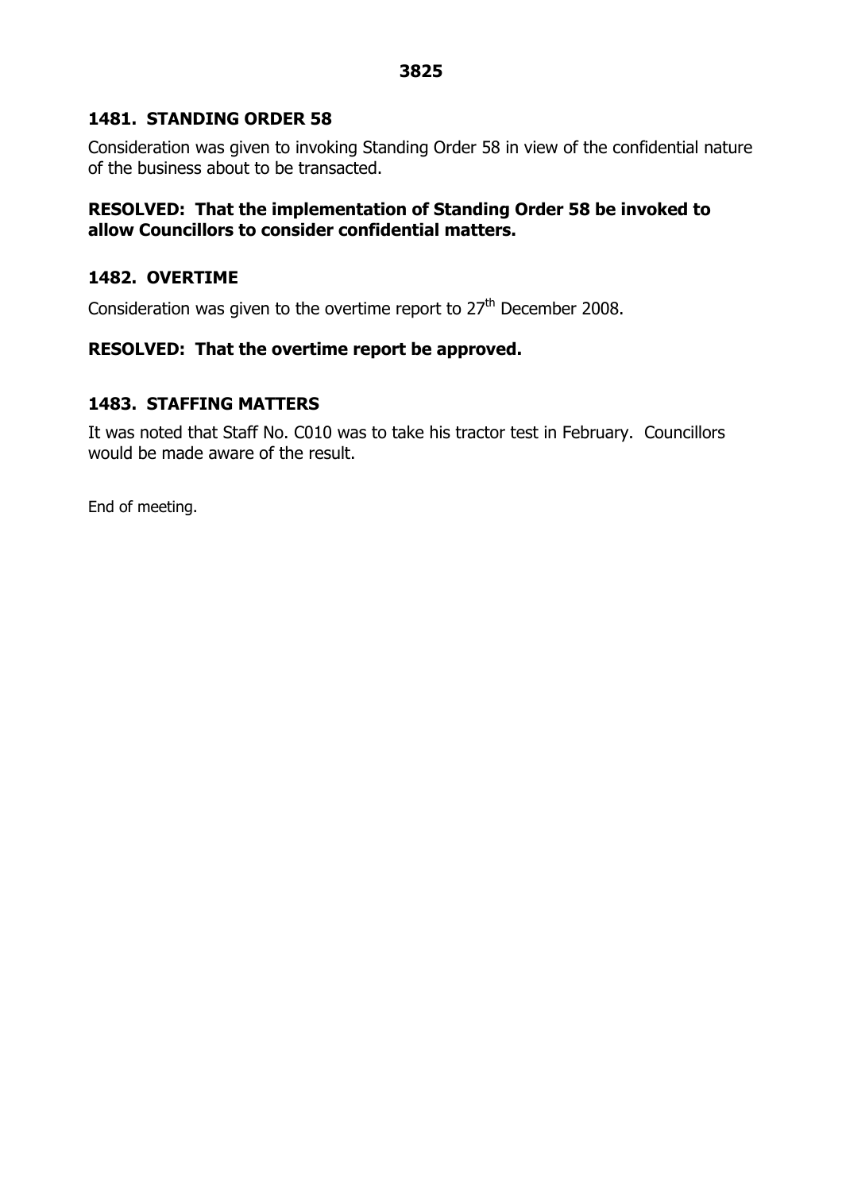## 1481. STANDING ORDER 58

Consideration was given to invoking Standing Order 58 in view of the confidential nature of the business about to be transacted.

**RESOLVED: That the implementation of Standing Order 58 be invoked to allow Councillors to consider confidential matters.**

## 1482. OVERTIME

Consideration was given to the overtime report to 27th December 2008.

**RESOLVED: That the overtime report be approved.**

## 1483. STAFFING MATTERS

It was noted that Staff No. C010 was to take his tractor test in February. Councillors would be made aware of the result.

End of meeting.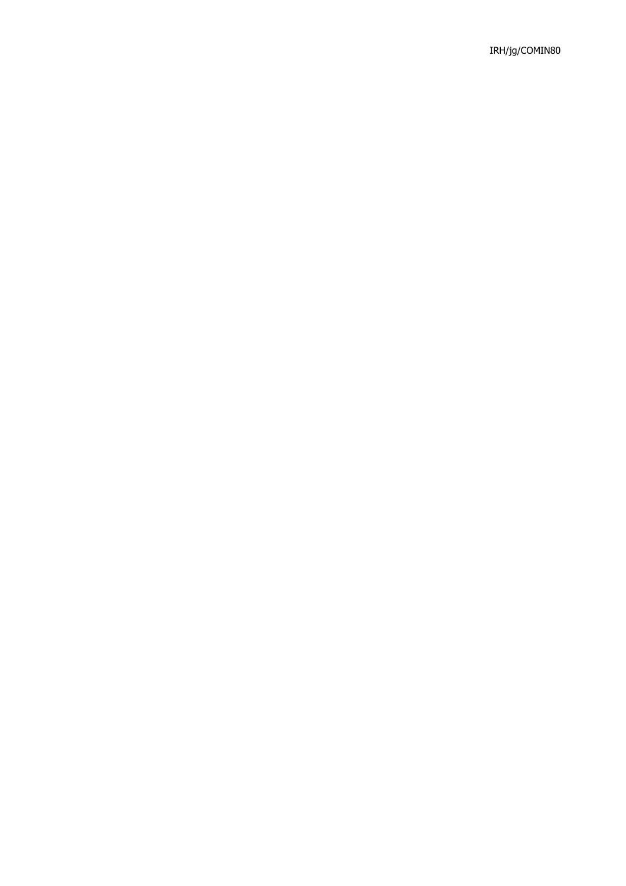IRH/jg/COMIN80